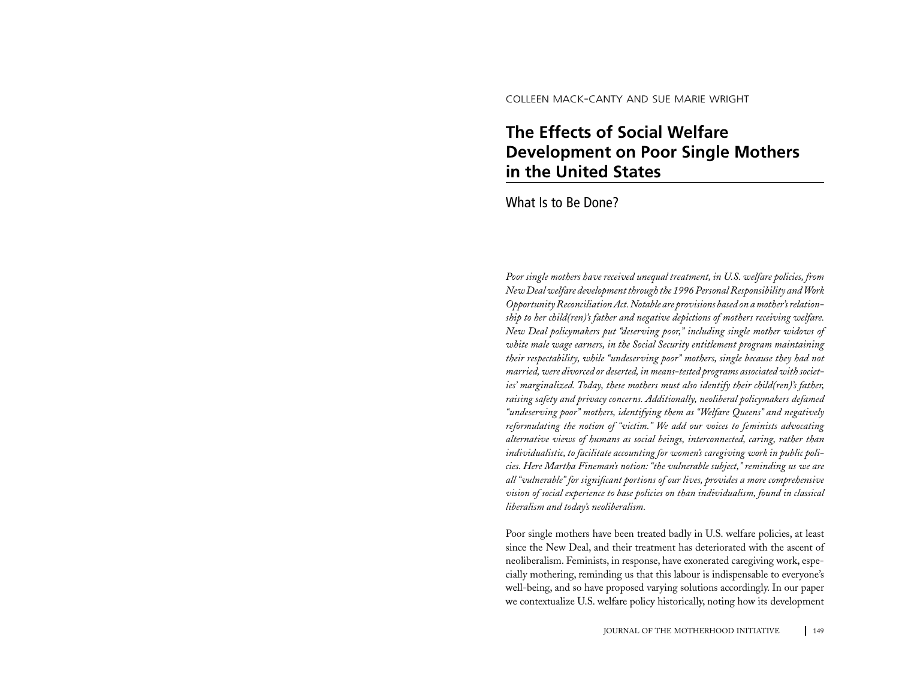COLLEEN MACK-CANTY AND SUE MARIE WRIGHT

# The Effects of Social Welfare Development on Poor Single Mothers in the United States

## What Is to Be Done?

*Poor single mothers have received unequal treatment, in U.S. welfare policies, from New Deal welfare development through the 1996 Personal Responsibility and Work Opportunity Reconciliation Act. Notable are provisions based on a mother's relationship to her child(ren)'s father and negative depictions of mothers receiving welfare. New Deal policymakers put "deserving poor," including single mother widows of white male wage earners, in the Social Security entitlement program maintaining their respectability, while "undeserving poor" mothers, single because they had not married, were divorced or deserted, in means-tested programs associated with societies' marginalized. Today, these mothers must also identify their child(ren)'s father, raising safety and privacy concerns. Additionally, neoliberal policymakers defamed "undeserving poor" mothers, identifying them as "Welfare Queens" and negatively reformulating the notion of "victim." We add our voices to feminists advocating alternative views of humans as social beings, interconnected, caring, rather than individualistic, to facilitate accounting for women's caregiving work in public policies. Here Martha Fineman's notion: "the vulnerable subject," reminding us we are all "vulnerable" for significant portions of our lives, provides a more comprehensive vision of social experience to base policies on than individualism, found in classical liberalism and today's neoliberalism.*

Poor single mothers have been treated badly in U.S. welfare policies, at least since the New Deal, and their treatment has deteriorated with the ascent of neoliberalism. Feminists, in response, have exonerated caregiving work, especially mothering, reminding us that this labour is indispensable to everyone's well-being, and so have proposed varying solutions accordingly. In our paper we contextualize U.S. welfare policy historically, noting how its development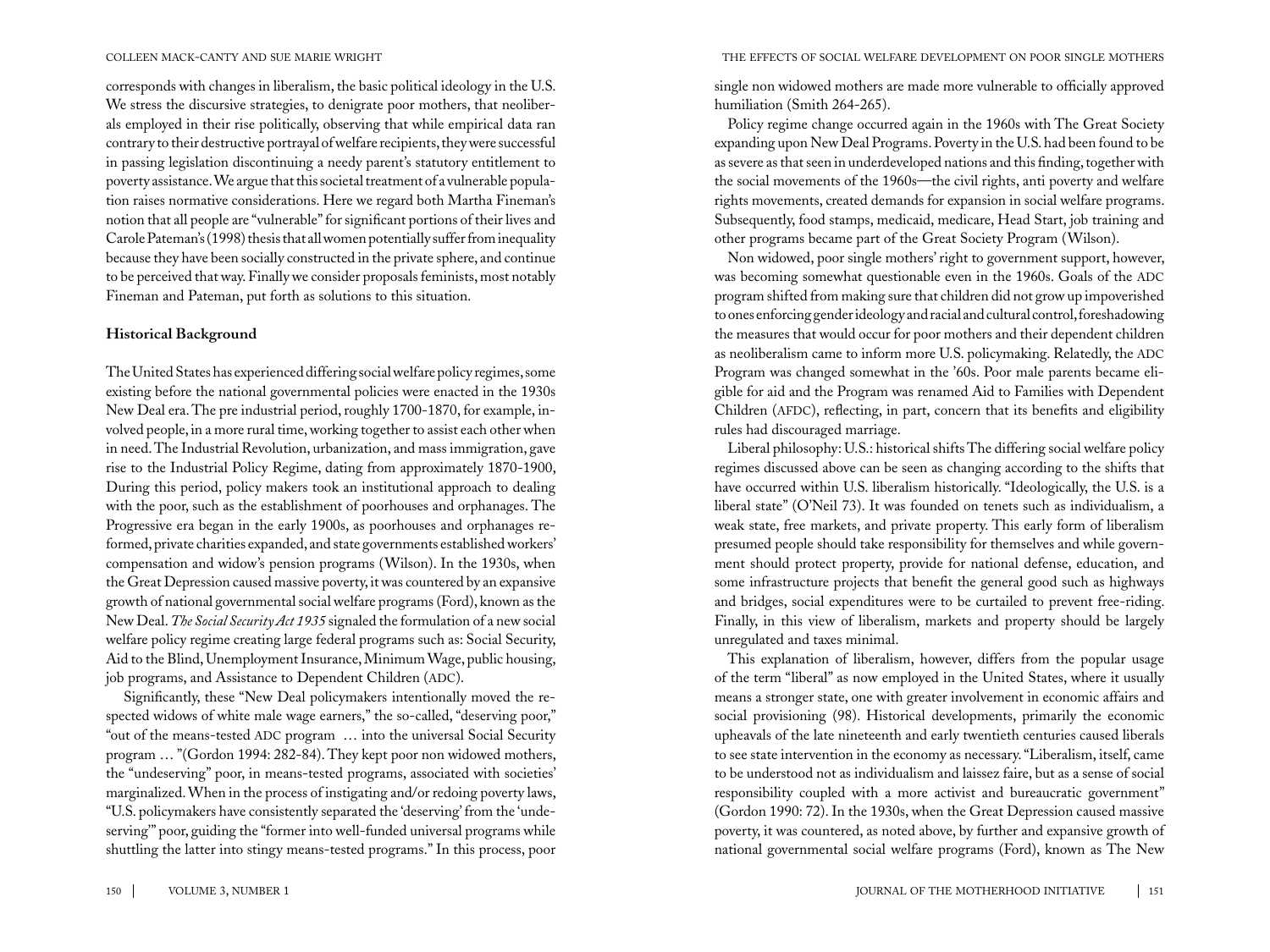corresponds with changes in liberalism, the basic political ideology in the U.S. We stress the discursive strategies, to denigrate poor mothers, that neoliberals employed in their rise politically, observing that while empirical data ran contrary to their destructive portrayal of welfare recipients, they were successful in passing legislation discontinuing a needy parent's statutory entitlement to poverty assistance. We argue that this societal treatment of a vulnerable population raises normative considerations. Here we regard both Martha Fineman's notion that all people are "vulnerable" for significant portions of their lives and Carole Pateman's (1998) thesis that all women potentially suffer from inequality because they have been socially constructed in the private sphere, and continue to be perceived that way. Finally we consider proposals feminists, most notably Fineman and Pateman, put forth as solutions to this situation.

**Historical Background**

The United States has experienced differing social welfare policy regimes, some existing before the national governmental policies were enacted in the 1930s New Deal era. The pre industrial period, roughly 1700-1870, for example, involved people, in a more rural time, working together to assist each other when in need. The Industrial Revolution, urbanization, and mass immigration, gave rise to the Industrial Policy Regime, dating from approximately 1870-1900, During this period, policy makers took an institutional approach to dealing with the poor, such as the establishment of poorhouses and orphanages. The Progressive era began in the early 1900s, as poorhouses and orphanages reformed, private charities expanded, and state governments established workers' compensation and widow's pension programs (Wilson). In the 1930s, when the Great Depression caused massive poverty, it was countered by an expansive growth of national governmental social welfare programs (Ford), known as the New Deal. *The Social Security Act 1935* signaled the formulation of a new social welfare policy regime creating large federal programs such as: Social Security, Aid to the Blind, Unemployment Insurance, Minimum Wage, public housing, job programs, and Assistance to Dependent Children (ADC).

Significantly, these "New Deal policymakers intentionally moved the respected widows of white male wage earners," the so-called, "deserving poor," "out of the means-tested ADC program … into the universal Social Security program … "(Gordon 1994: 282-84). They kept poor non widowed mothers, the "undeserving" poor, in means-tested programs, associated with societies' marginalized. When in the process of instigating and/or redoing poverty laws, "U.S. policymakers have consistently separated the 'deserving' from the 'undeserving'" poor, guiding the "former into well-funded universal programs while shuttling the latter into stingy means-tested programs." In this process, poor single non widowed mothers are made more vulnerable to officially approved humiliation (Smith 264-265).

Policy regime change occurred again in the 1960s with The Great Society expanding upon New Deal Programs. Poverty in the U.S. had been found to be as severe as that seen in underdeveloped nations and this finding, together with the social movements of the 1960s—the civil rights, anti poverty and welfare rights movements, created demands for expansion in social welfare programs. Subsequently, food stamps, medicaid, medicare, Head Start, job training and other programs became part of the Great Society Program (Wilson).

Non widowed, poor single mothers' right to government support, however, was becoming somewhat questionable even in the 1960s. Goals of the ADC program shifted from making sure that children did not grow up impoverished to ones enforcing gender ideology and racial and cultural control, foreshadowing the measures that would occur for poor mothers and their dependent children as neoliberalism came to inform more U.S. policymaking. Relatedly, the ADC Program was changed somewhat in the '60s. Poor male parents became eligible for aid and the Program was renamed Aid to Families with Dependent Children (AFDC), reflecting, in part, concern that its benefits and eligibility rules had discouraged marriage.

Liberal philosophy: U.S.: historical shifts The differing social welfare policy regimes discussed above can be seen as changing according to the shifts that have occurred within U.S. liberalism historically. "Ideologically, the U.S. is a liberal state" (O'Neil 73). It was founded on tenets such as individualism, a weak state, free markets, and private property. This early form of liberalism presumed people should take responsibility for themselves and while government should protect property, provide for national defense, education, and some infrastructure projects that benefit the general good such as highways and bridges, social expenditures were to be curtailed to prevent free-riding. Finally, in this view of liberalism, markets and property should be largely unregulated and taxes minimal.

This explanation of liberalism, however, differs from the popular usage of the term "liberal" as now employed in the United States, where it usually means a stronger state, one with greater involvement in economic affairs and social provisioning (98). Historical developments, primarily the economic upheavals of the late nineteenth and early twentieth centuries caused liberals to see state intervention in the economy as necessary. "Liberalism, itself, came to be understood not as individualism and laissez faire, but as a sense of social responsibility coupled with a more activist and bureaucratic government" (Gordon 1990: 72). In the 1930s, when the Great Depression caused massive poverty, it was countered, as noted above, by further and expansive growth of national governmental social welfare programs (Ford), known as The New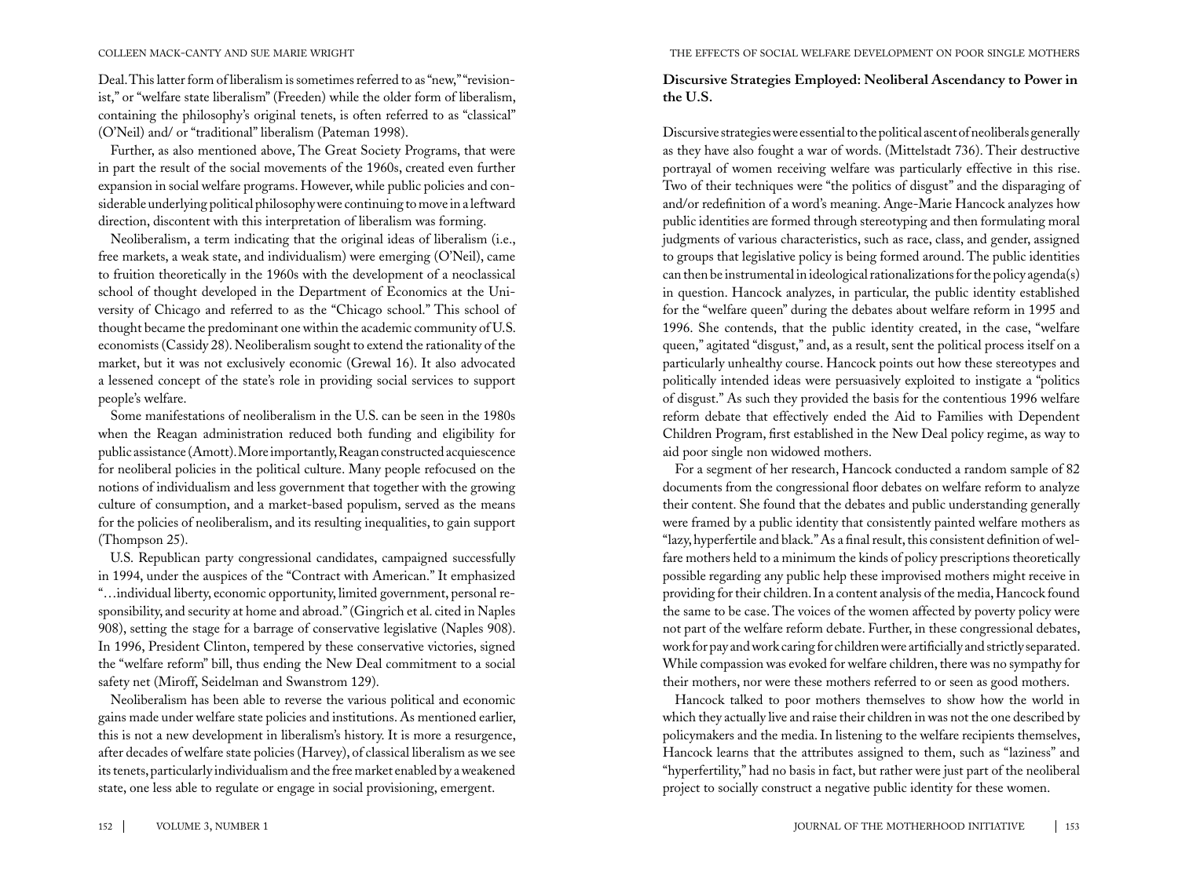Deal. This latter form of liberalism is sometimes referred to as "new," "revisionist," or "welfare state liberalism" (Freeden) while the older form of liberalism, containing the philosophy's original tenets, is often referred to as "classical" (O'Neil) and/ or "traditional" liberalism (Pateman 1998).

Further, as also mentioned above, The Great Society Programs, that were in part the result of the social movements of the 1960s, created even further expansion in social welfare programs. However, while public policies and considerable underlying political philosophy were continuing to move in a leftward direction, discontent with this interpretation of liberalism was forming.

Neoliberalism, a term indicating that the original ideas of liberalism (i.e., free markets, a weak state, and individualism) were emerging (O'Neil), came to fruition theoretically in the 1960s with the development of a neoclassical school of thought developed in the Department of Economics at the University of Chicago and referred to as the "Chicago school." This school of thought became the predominant one within the academic community of U.S. economists (Cassidy 28). Neoliberalism sought to extend the rationality of the market, but it was not exclusively economic (Grewal 16). It also advocated a lessened concept of the state's role in providing social services to support people's welfare.

Some manifestations of neoliberalism in the U.S. can be seen in the 1980s when the Reagan administration reduced both funding and eligibility for public assistance (Amott). More importantly, Reagan constructed acquiescence for neoliberal policies in the political culture. Many people refocused on the notions of individualism and less government that together with the growing culture of consumption, and a market-based populism, served as the means for the policies of neoliberalism, and its resulting inequalities, to gain support (Thompson 25).

U.S. Republican party congressional candidates, campaigned successfully in 1994, under the auspices of the "Contract with American." It emphasized "…individual liberty, economic opportunity, limited government, personal responsibility, and security at home and abroad." (Gingrich et al. cited in Naples 908), setting the stage for a barrage of conservative legislative (Naples 908). In 1996, President Clinton, tempered by these conservative victories, signed the "welfare reform" bill, thus ending the New Deal commitment to a social safety net (Miroff, Seidelman and Swanstrom 129).

Neoliberalism has been able to reverse the various political and economic gains made under welfare state policies and institutions. As mentioned earlier, this is not a new development in liberalism's history. It is more a resurgence, after decades of welfare state policies (Harvey), of classical liberalism as we see its tenets, particularly individualism and the free market enabled by a weakened state, one less able to regulate or engage in social provisioning, emergent.

## Discursive Strategies Employed: Neoliberal Ascendancy to Power in the U.S.

Discursive strategies were essential to the political ascent of neoliberals generally as they have also fought a war of words. (Mittelstadt 736). Their destructive portrayal of women receiving welfare was particularly effective in this rise. Two of their techniques were "the politics of disgust" and the disparaging of and/or redefinition of a word's meaning. Ange-Marie Hancock analyzes how public identities are formed through stereotyping and then formulating moral judgments of various characteristics, such as race, class, and gender, assigned to groups that legislative policy is being formed around. The public identities can then be instrumental in ideological rationalizations for the policy agenda(s) in question. Hancock analyzes, in particular, the public identity established for the "welfare queen" during the debates about welfare reform in 1995 and 1996. She contends, that the public identity created, in the case, "welfare queen," agitated "disgust," and, as a result, sent the political process itself on a particularly unhealthy course. Hancock points out how these stereotypes and politically intended ideas were persuasively exploited to instigate a "politics of disgust." As such they provided the basis for the contentious 1996 welfare reform debate that effectively ended the Aid to Families with Dependent Children Program, first established in the New Deal policy regime, as way to aid poor single non widowed mothers.

For a segment of her research, Hancock conducted a random sample of 82 documents from the congressional floor debates on welfare reform to analyze their content. She found that the debates and public understanding generally were framed by a public identity that consistently painted welfare mothers as "lazy, hyperfertile and black." As a final result, this consistent definition of welfare mothers held to a minimum the kinds of policy prescriptions theoretically possible regarding any public help these improvised mothers might receive in providing for their children. In a content analysis of the media, Hancock found the same to be case. The voices of the women affected by poverty policy were not part of the welfare reform debate. Further, in these congressional debates, work for pay and work caring for children were artificially and strictly separated. While compassion was evoked for welfare children, there was no sympathy for their mothers, nor were these mothers referred to or seen as good mothers.

Hancock talked to poor mothers themselves to show how the world in which they actually live and raise their children in was not the one described by policymakers and the media. In listening to the welfare recipients themselves, Hancock learns that the attributes assigned to them, such as "laziness" and "hyperfertility," had no basis in fact, but rather were just part of the neoliberal project to socially construct a negative public identity for these women.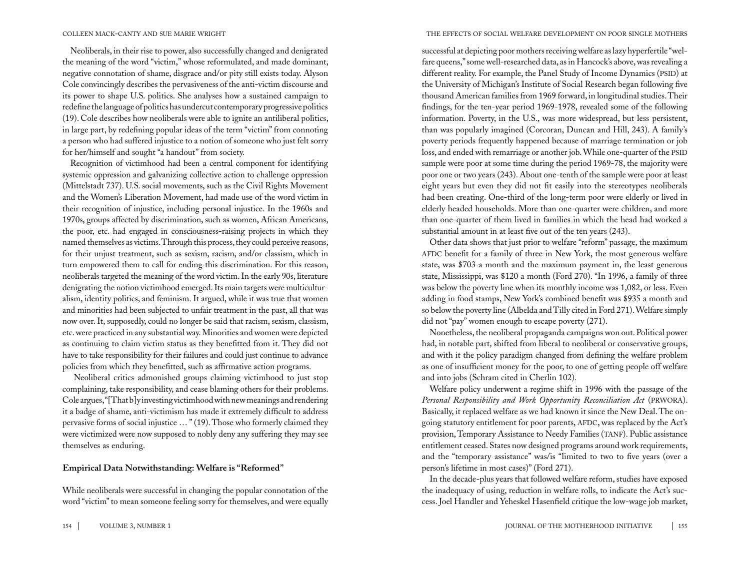Neoliberals, in their rise to power, also successfully changed and denigrated the meaning of the word "victim," whose reformulated, and made dominant, negative connotation of shame, disgrace and/or pity still exists today. Alyson Cole convincingly describes the pervasiveness of the anti-victim discourse and its power to shape U.S. politics. She analyses how a sustained campaign to redefine the language of politics has undercut contemporary progressive politics (19). Cole describes how neoliberals were able to ignite an antiliberal politics, in large part, by redefining popular ideas of the term "victim" from connoting a person who had suffered injustice to a notion of someone who just felt sorry for her/himself and sought "a handout" from society.

Recognition of victimhood had been a central component for identifying systemic oppression and galvanizing collective action to challenge oppression (Mittelstadt 737). U.S. social movements, such as the Civil Rights Movement and the Women's Liberation Movement, had made use of the word victim in their recognition of injustice, including personal injustice. In the 1960s and 1970s, groups affected by discrimination, such as women, African Americans, the poor, etc. had engaged in consciousness-raising projects in which they named themselves as victims. Through this process, they could perceive reasons, for their unjust treatment, such as sexism, racism, and/or classism, which in turn empowered them to call for ending this discrimination. For this reason, neoliberals targeted the meaning of the word victim. In the early 90s, literature denigrating the notion victimhood emerged. Its main targets were multiculturalism, identity politics, and feminism. It argued, while it was true that women and minorities had been subjected to unfair treatment in the past, all that was now over. It, supposedly, could no longer be said that racism, sexism, classism, etc. were practiced in any substantial way. Minorities and women were depicted as continuing to claim victim status as they benefitted from it. They did not have to take responsibility for their failures and could just continue to advance policies from which they benefitted, such as affirmative action programs.

Neoliberal critics admonished groups claiming victimhood to just stop complaining, take responsibility, and cease blaming others for their problems. Cole argues, "[That b]y investing victimhood with new meanings and rendering it a badge of shame, anti-victimism has made it extremely difficult to address pervasive forms of social injustice … " (19). Those who formerly claimed they were victimized were now supposed to nobly deny any suffering they may see themselves as enduring.

## Empirical Data Notwithstanding: Welfare is "Reformed"

While neoliberals were successful in changing the popular connotation of the word "victim" to mean someone feeling sorry for themselves, and were equally successful at depicting poor mothers receiving welfare as lazy hyperfertile "welfare queens," some well-researched data, as in Hancock's above, was revealing a different reality. For example, the Panel Study of Income Dynamics (PSID) at the University of Michigan's Institute of Social Research began following five thousand American families from 1969 forward, in longitudinal studies. Their findings, for the ten-year period 1969-1978, revealed some of the following information. Poverty, in the U.S., was more widespread, but less persistent, than was popularly imagined (Corcoran, Duncan and Hill, 243). A family's poverty periods frequently happened because of marriage termination or job loss, and ended with remarriage or another job. While one-quarter of the PSID sample were poor at some time during the period 1969-78, the majority were poor one or two years (243). About one-tenth of the sample were poor at least eight years but even they did not fit easily into the stereotypes neoliberals had been creating. One-third of the long-term poor were elderly or lived in elderly headed households. More than one-quarter were children, and more than one-quarter of them lived in families in which the head had worked a substantial amount in at least five out of the ten years (243).

Other data shows that just prior to welfare "reform" passage, the maximum AFDC benefit for a family of three in New York, the most generous welfare state, was $703 a month and the maximum payment in, the least generous state, Mississippi, was $120 a month (Ford 270). "In 1996, a family of three was below the poverty line when its monthly income was 1,082, or less. Even adding in food stamps, New York's combined benefit was $935 a month and so below the poverty line (Albelda and Tilly cited in Ford 271). Welfare simply did not "pay" women enough to escape poverty (271).

Nonetheless, the neoliberal propaganda campaigns won out. Political power had, in notable part, shifted from liberal to neoliberal or conservative groups, and with it the policy paradigm changed from defining the welfare problem as one of insufficient money for the poor, to one of getting people off welfare and into jobs (Schram cited in Cherlin 102).

Welfare policy underwent a regime shift in 1996 with the passage of the *Personal Responsibility and Work Opportunity Reconciliation Act* (PRWORA). Basically, it replaced welfare as we had known it since the New Deal. The ongoing statutory entitlement for poor parents, AFDC, was replaced by the Act's provision, Temporary Assistance to Needy Families (TANF). Public assistance entitlement ceased. States now designed programs around work requirements, and the "temporary assistance" was/is "limited to two to five years (over a person's lifetime in most cases)" (Ford 271).

In the decade-plus years that followed welfare reform, studies have exposed the inadequacy of using, reduction in welfare rolls, to indicate the Act's success. Joel Handler and Yeheskel Hasenfield critique the low-wage job market,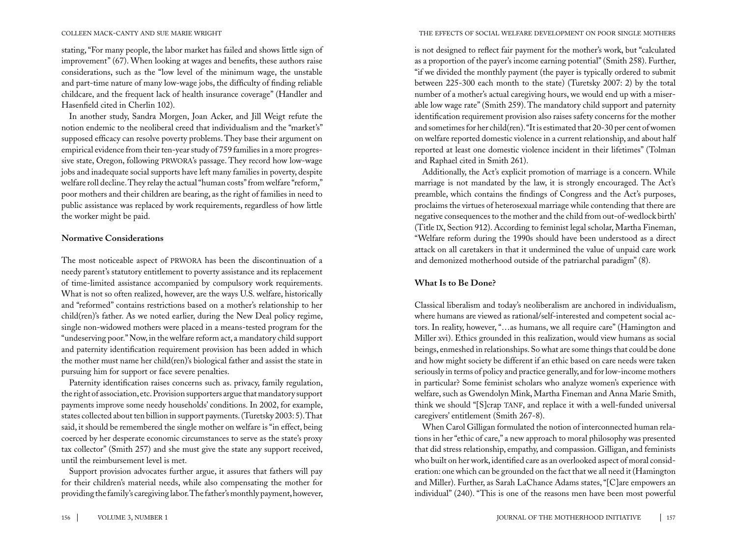stating, "For many people, the labor market has failed and shows little sign of improvement" (67). When looking at wages and benefits, these authors raise considerations, such as the "low level of the minimum wage, the unstable and part-time nature of many low-wage jobs, the difficulty of finding reliable childcare, and the frequent lack of health insurance coverage" (Handler and Hasenfield cited in Cherlin 102).

In another study, Sandra Morgen, Joan Acker, and Jill Weigt refute the notion endemic to the neoliberal creed that individualism and the "market's" supposed efficacy can resolve poverty problems. They base their argument on empirical evidence from their ten-year study of 759 families in a more progressive state, Oregon, following PRWORA's passage. They record how low-wage jobs and inadequate social supports have left many families in poverty, despite welfare roll decline. They relay the actual "human costs" from welfare "reform," poor mothers and their children are bearing, as the right of families in need to public assistance was replaced by work requirements, regardless of how little the worker might be paid.

**Normative Considerations**

The most noticeable aspect of PRWORA has been the discontinuation of a needy parent's statutory entitlement to poverty assistance and its replacement of time-limited assistance accompanied by compulsory work requirements. What is not so often realized, however, are the ways U.S. welfare, historically and "reformed" contains restrictions based on a mother's relationship to her child(ren)'s father. As we noted earlier, during the New Deal policy regime, single non-widowed mothers were placed in a means-tested program for the "undeserving poor." Now, in the welfare reform act, a mandatory child support and paternity identification requirement provision has been added in which the mother must name her child(ren)'s biological father and assist the state in pursuing him for support or face severe penalties.

Paternity identification raises concerns such as. privacy, family regulation, the right of association, etc. Provision supporters argue that mandatory support payments improve some needy households' conditions. In 2002, for example, states collected about ten billion in support payments. (Turetsky 2003: 5). That said, it should be remembered the single mother on welfare is "in effect, being coerced by her desperate economic circumstances to serve as the state's proxy tax collector" (Smith 257) and she must give the state any support received, until the reimbursement level is met.

Support provision advocates further argue, it assures that fathers will pay for their children's material needs, while also compensating the mother for providing the family's caregiving labor. The father's monthly payment, however, is not designed to reflect fair payment for the mother's work, but "calculated as a proportion of the payer's income earning potential" (Smith 258). Further, "if we divided the monthly payment (the payer is typically ordered to submit between 225-300 each month to the state) (Turetsky 2007: 2) by the total number of a mother's actual caregiving hours, we would end up with a miserable low wage rate" (Smith 259). The mandatory child support and paternity identification requirement provision also raises safety concerns for the mother and sometimes for her child(ren). "It is estimated that 20-30 per cent of women on welfare reported domestic violence in a current relationship, and about half reported at least one domestic violence incident in their lifetimes" (Tolman and Raphael cited in Smith 261).

Additionally, the Act's explicit promotion of marriage is a concern. While marriage is not mandated by the law, it is strongly encouraged. The Act's preamble, which contains the findings of Congress and the Act's purposes, proclaims the virtues of heterosexual marriage while contending that there are negative consequences to the mother and the child from out-of-wedlock birth' (Title IX, Section 912). According to feminist legal scholar, Martha Fineman, "Welfare reform during the 1990s should have been understood as a direct attack on all caretakers in that it undermined the value of unpaid care work and demonized motherhood outside of the patriarchal paradigm" (8).

**What Is to Be Done?**

Classical liberalism and today's neoliberalism are anchored in individualism, where humans are viewed as rational/self-interested and competent social actors. In reality, however, "…as humans, we all require care" (Hamington and Miller xvi). Ethics grounded in this realization, would view humans as social beings, enmeshed in relationships. So what are some things that could be done and how might society be different if an ethic based on care needs were taken seriously in terms of policy and practice generally, and for low-income mothers in particular? Some feminist scholars who analyze women's experience with welfare, such as Gwendolyn Mink, Martha Fineman and Anna Marie Smith, think we should "[S]crap TANF, and replace it with a well-funded universal caregivers' entitlement (Smith 267-8).

When Carol Gilligan formulated the notion of interconnected human relations in her "ethic of care," a new approach to moral philosophy was presented that did stress relationship, empathy, and compassion. Gilligan, and feminists who built on her work, identified care as an overlooked aspect of moral consideration: one which can be grounded on the fact that we all need it (Hamington and Miller). Further, as Sarah LaChance Adams states, "[C]are empowers an individual" (240). "This is one of the reasons men have been most powerful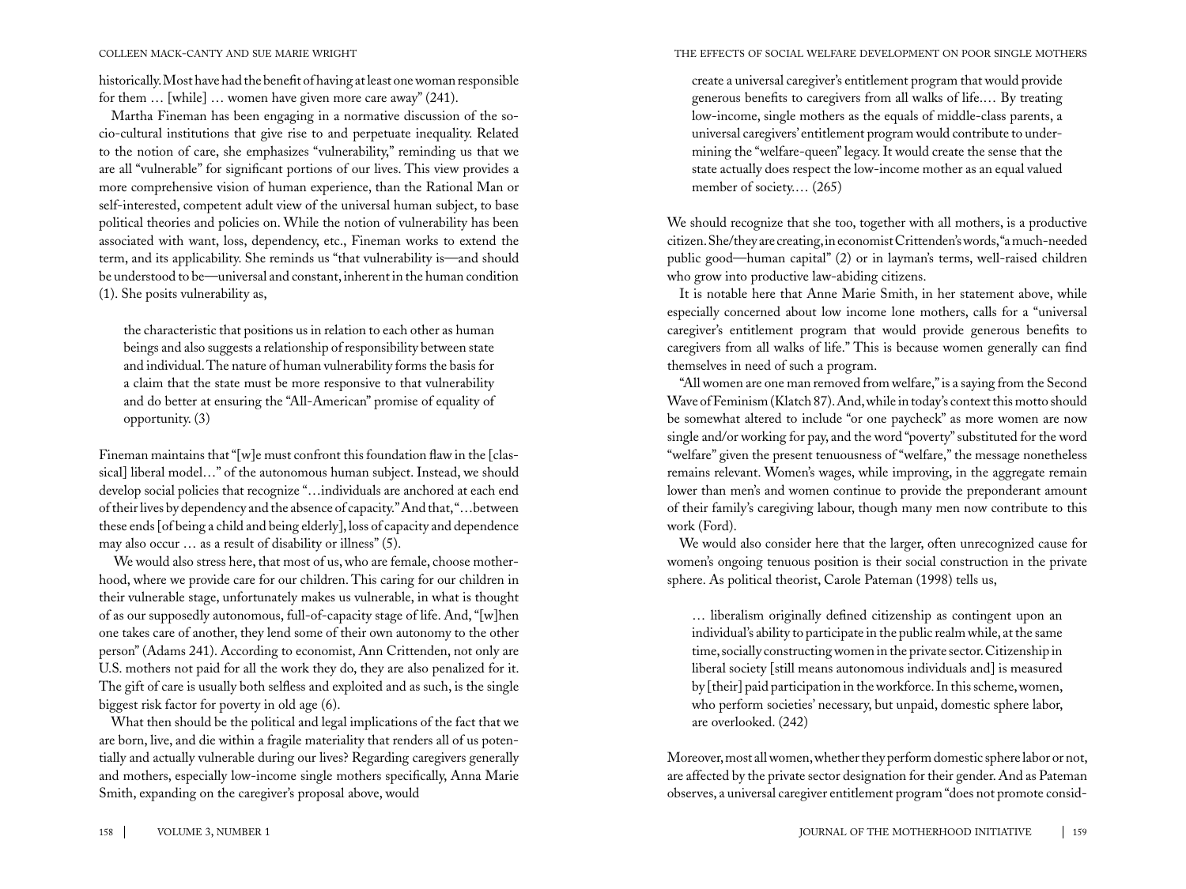historically. Most have had the benefit of having at least one woman responsible for them … [while] … women have given more care away" (241).

Martha Fineman has been engaging in a normative discussion of the socio-cultural institutions that give rise to and perpetuate inequality. Related to the notion of care, she emphasizes "vulnerability," reminding us that we are all "vulnerable" for significant portions of our lives. This view provides a more comprehensive vision of human experience, than the Rational Man or self-interested, competent adult view of the universal human subject, to base political theories and policies on. While the notion of vulnerability has been associated with want, loss, dependency, etc., Fineman works to extend the term, and its applicability. She reminds us "that vulnerability is—and should be understood to be—universal and constant, inherent in the human condition (1). She posits vulnerability as,

> the characteristic that positions us in relation to each other as human beings and also suggests a relationship of responsibility between state and individual. The nature of human vulnerability forms the basis for a claim that the state must be more responsive to that vulnerability and do better at ensuring the "All-American" promise of equality of opportunity. (3)

Fineman maintains that "[w]e must confront this foundation flaw in the [classical] liberal model…" of the autonomous human subject. Instead, we should develop social policies that recognize "…individuals are anchored at each end of their lives by dependency and the absence of capacity." And that, "…between these ends [of being a child and being elderly], loss of capacity and dependence may also occur … as a result of disability or illness" (5).

We would also stress here, that most of us, who are female, choose motherhood, where we provide care for our children. This caring for our children in their vulnerable stage, unfortunately makes us vulnerable, in what is thought of as our supposedly autonomous, full-of-capacity stage of life. And, "[w]hen one takes care of another, they lend some of their own autonomy to the other person" (Adams 241). According to economist, Ann Crittenden, not only are U.S. mothers not paid for all the work they do, they are also penalized for it. The gift of care is usually both selfless and exploited and as such, is the single biggest risk factor for poverty in old age (6).

What then should be the political and legal implications of the fact that we are born, live, and die within a fragile materiality that renders all of us potentially and actually vulnerable during our lives? Regarding caregivers generally and mothers, especially low-income single mothers specifically, Anna Marie Smith, expanding on the caregiver's proposal above, would

> create a universal caregiver's entitlement program that would provide generous benefits to caregivers from all walks of life.… By treating low-income, single mothers as the equals of middle-class parents, a universal caregivers' entitlement program would contribute to undermining the "welfare-queen" legacy. It would create the sense that the state actually does respect the low-income mother as an equal valued member of society.… (265)

We should recognize that she too, together with all mothers, is a productive citizen. She/they are creating, in economist Crittenden's words, "a much-needed public good—human capital" (2) or in layman's terms, well-raised children who grow into productive law-abiding citizens.

It is notable here that Anne Marie Smith, in her statement above, while especially concerned about low income lone mothers, calls for a "universal caregiver's entitlement program that would provide generous benefits to caregivers from all walks of life." This is because women generally can find themselves in need of such a program.

"All women are one man removed from welfare," is a saying from the Second Wave of Feminism (Klatch 87). And, while in today's context this motto should be somewhat altered to include "or one paycheck" as more women are now single and/or working for pay, and the word "poverty" substituted for the word "welfare" given the present tenuousness of "welfare," the message nonetheless remains relevant. Women's wages, while improving, in the aggregate remain lower than men's and women continue to provide the preponderant amount of their family's caregiving labour, though many men now contribute to this work (Ford).

We would also consider here that the larger, often unrecognized cause for women's ongoing tenuous position is their social construction in the private sphere. As political theorist, Carole Pateman (1998) tells us,

> … liberalism originally defined citizenship as contingent upon an individual's ability to participate in the public realm while, at the same time, socially constructing women in the private sector. Citizenship in liberal society [still means autonomous individuals and] is measured by [their] paid participation in the workforce. In this scheme, women, who perform societies' necessary, but unpaid, domestic sphere labor, are overlooked. (242)

Moreover, most all women, whether they perform domestic sphere labor or not, are affected by the private sector designation for their gender. And as Pateman observes, a universal caregiver entitlement program "does not promote consid-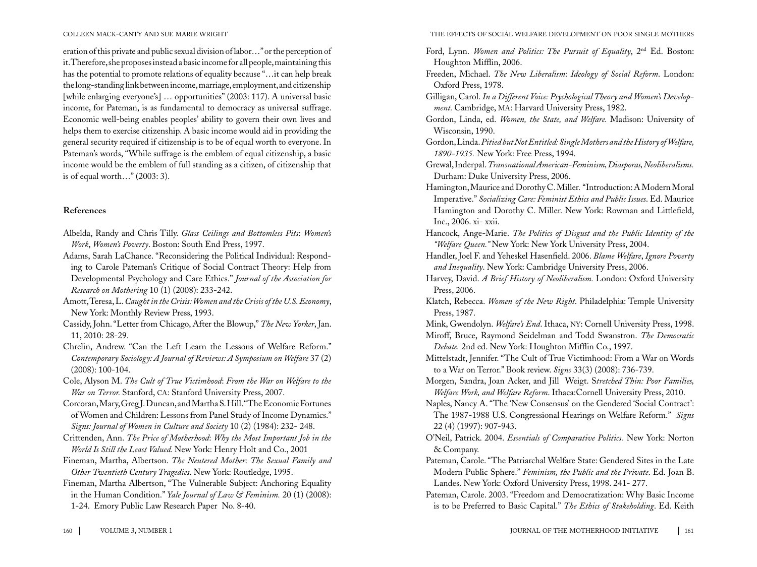eration of this private and public sexual division of labor…" or the perception of it. Therefore, she proposes instead a basic income for all people, maintaining this has the potential to promote relations of equality because "…it can help break the long-standing link between income, marriage, employment, and citizenship [while enlarging everyone's] … opportunities" (2003: 117). A universal basic income, for Pateman, is as fundamental to democracy as universal suffrage. Economic well-being enables peoples' ability to govern their own lives and helps them to exercise citizenship. A basic income would aid in providing the general security required if citizenship is to be of equal worth to everyone. In Pateman's words, "While suffrage is the emblem of equal citizenship, a basic income would be the emblem of full standing as a citizen, of citizenship that is of equal worth…" (2003: 3).

## References

Albelda, Randy and Chris Tilly. *Glass Ceilings and Bottomless Pits*: *Women's Work*, *Women's Poverty*. Boston: South End Press, 1997.

Adams, Sarah LaChance. "Reconsidering the Political Individual: Responding to Carole Pateman's Critique of Social Contract Theory: Help from Developmental Psychology and Care Ethics." *Journal of the Association for Research on Mothering* 10 (1) (2008): 233-242.

Amott, Teresa, L. *Caught in the Crisis: Women and the Crisis of the U.S. Economy*, New York: Monthly Review Press, 1993.

Cassidy, John. "Letter from Chicago, After the Blowup," *The New Yorker*, Jan. 11, 2010: 28-29.

Chrelin, Andrew. "Can the Left Learn the Lessons of Welfare Reform." *Contemporary Sociology: A Journal of Reviews: A Symposium on Welfare* 37 (2) (2008): 100-104.

Cole, Alyson M. *The Cult of True Victimhood*: *From the War on Welfare to the War on Terror.* Stanford, CA: Stanford University Press, 2007.

Corcoran, Mary, Greg J. Duncan, and Martha S. Hill. "The Economic Fortunes of Women and Children: Lessons from Panel Study of Income Dynamics." *Signs: Journal of Women in Culture and Society* 10 (2) (1984): 232- 248.

Crittenden, Ann. *The Price of Motherhood*: *Why the Most Important Job in the World Is Still the Least Valued.* New York: Henry Holt and Co., 2001

Fineman, Martha, Albertson. *The Neutered Mother*: *The Sexual Family and Other Twentieth Century Tragedies*. New York: Routledge, 1995.

Fineman, Martha Albertson, "The Vulnerable Subject: Anchoring Equality in the Human Condition." *Yale Journal of Law & Feminism.* 20 (1) (2008): 1-24. Emory Public Law Research Paper No. 8-40.

Ford, Lynn. *Women and Politics: The Pursuit of Equality*, 2nd Ed. Boston: Houghton Mifflin, 2006.

Freeden, Michael. *The New Liberalism*: *Ideology of Social Reform*. London: Oxford Press, 1978.

Gilligan, Carol. *In a Different Voice: Psychological Theory and Women's Development.* Cambridge, MA: Harvard University Press, 1982.

Gordon, Linda, ed. *Women, the State, and Welfare.* Madison: University of Wisconsin, 1990.

Gordon, Linda. *Pitied but Not Entitled: Single Mothers and the History of Welfare, 1890-1935.* New York: Free Press, 1994.

Grewal, Inderpal. *Transnational American-Feminism, Diasporas, Neoliberalisms.* Durham: Duke University Press, 2006.

Hamington, Maurice and Dorothy C. Miller. "Introduction: A Modern Moral Imperative." *Socializing Care: Feminist Ethics and Public Issues*. Ed. Maurice Hamington and Dorothy C. Miller. New York: Rowman and Littlefield, Inc., 2006. xi- xxii.

Hancock, Ange-Marie. *The Politics of Disgust and the Public Identity of the "Welfare Queen."* New York University Press, 2004.

Handler, Joel F. and Yeheskel Hasenfield. 2006. *Blame Welfare*, *Ignore Poverty and Inequality*. New York: Cambridge University Press, 2006.

Harvey, David. *A Brief History of Neoliberalism.* London: Oxford University Press, 2006.

Klatch, Rebecca. *Women of the New Right*. Philadelphia: Temple University Press, 1987.

Mink, Gwendolyn. *Welfare's End*. Ithaca, NY: Cornell University Press, 1998.

Miroff, Bruce, Raymond Seidelman and Todd Swanstron. *The Democratic Debate.* 2nd ed. New York: Houghton Mifflin Co., 1997.

Mittelstadt, Jennifer. "The Cult of True Victimhood: From a War on Words to a War on Terror." Book review. *Signs* 33(3) (2008): 736-739.

Morgen, Sandra, Joan Acker, and Jill Weigt. S*tretched Thin: Poor Families, Welfare Work, and Welfare Reform*. Ithaca:Cornell University Press, 2010.

Naples, Nancy A. "The 'New Consensus' on the Gendered 'Social Contract': The 1987-1988 U.S. Congressional Hearings on Welfare Reform." *Signs* 22 (4) (1997): 907-943.

O'Neil, Patrick. 2004. *Essentials of Comparative Politics.* New York: Norton & Company.

Pateman, Carole. "The Patriarchal Welfare State: Gendered Sites in the Late Modern Public Sphere." *Feminism, the Public and the Private*. Ed. Joan B. Landes. New York: Oxford University Press, 1998. 241- 277.

Pateman, Carole. 2003. "Freedom and Democratization: Why Basic Income is to be Preferred to Basic Capital." *The Ethics of Stakeholding*. Ed. Keith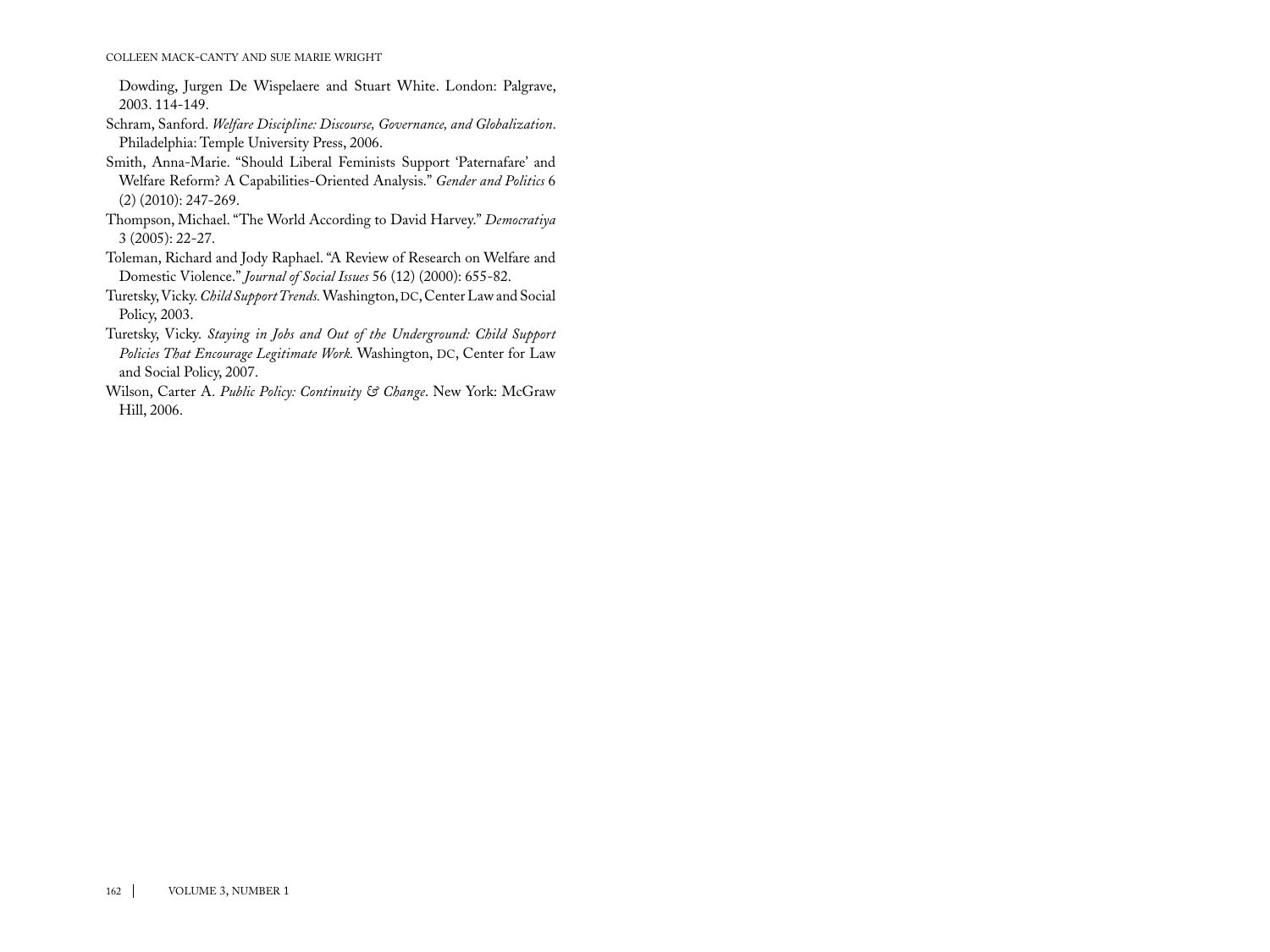Dowding, Jurgen De Wispelaere and Stuart White. London: Palgrave, 2003. 114-149.

Schram, Sanford. *Welfare Discipline: Discourse, Governance, and Globalization*. Philadelphia: Temple University Press, 2006.

Smith, Anna-Marie. "Should Liberal Feminists Support 'Paternafare' and Welfare Reform? A Capabilities-Oriented Analysis." *Gender and Politics* 6 (2) (2010): 247-269.

Thompson, Michael. "The World According to David Harvey." *Democratiya* 3 (2005): 22-27.

Toleman, Richard and Jody Raphael. "A Review of Research on Welfare and Domestic Violence." *Journal of Social Issues* 56 (12) (2000): 655-82.

Turetsky, Vicky. *Child Support Trends.* Washington, DC, Center Law and Social Policy, 2003.

Turetsky, Vicky. *Staying in Jobs and Out of the Underground: Child Support Policies That Encourage Legitimate Work.* Washington, DC, Center for Law and Social Policy, 2007.

Wilson, Carter A. *Public Policy: Continuity & Change*. New York: McGraw Hill, 2006.